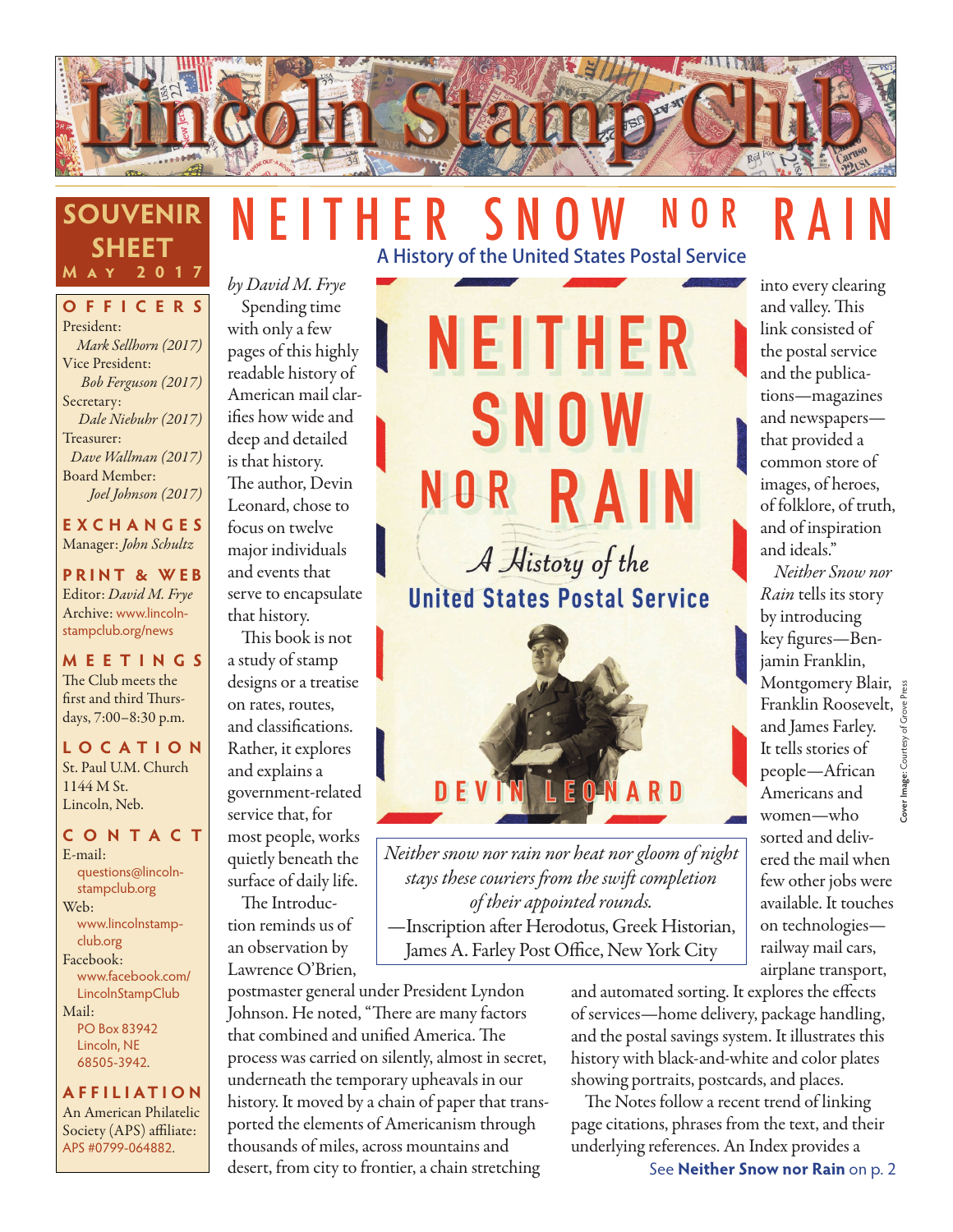# Lincoln Stamp Club

**SOUVENIR SHEET**
**May 2017**

**OFFICERS**
President:
*Mark Sellhorn (2017)*
Vice President:
*Bob Ferguson (2017)*
Secretary:
*Dale Niebuhr (2017)*
Treasurer:
*Dave Wallman (2017)*
Board Member:
*Joel Johnson (2017)*

**EXCHANGES**
Manager: *John Schultz*

**PRINT & WEB**
Editor: *David M. Frye*
Archive: www.lincolnstampclub.org/news

**MEETINGS**
The Club meets the first and third Thursdays, 7:00–8:30 p.m.

**LOCATION**
St. Paul U.M. Church
1144 M St.
Lincoln, Neb.

**CONTACT**
E-mail:
questions@lincolnstampclub.org
Web:
www.lincolnstampclub.org
Facebook:
www.facebook.com/LincolnStampClub
Mail:
PO Box 83942
Lincoln, NE 68505-3942.

**AFFILIATION**
An American Philatelic Society (APS) affiliate: APS #0799-064882.

# NEITHER SNOW NOR RAIN

## A History of the United States Postal Service

*by David M. Frye*

Spending time with only a few pages of this highly readable history of American mail clarifies how wide and deep and detailed is that history. The author, Devin Leonard, chose to focus on twelve major individuals and events that serve to encapsulate that history.

This book is not a study of stamp designs or a treatise on rates, routes, and classifications. Rather, it explores and explains a government-related service that, for most people, works quietly beneath the surface of daily life.

The Introduction reminds us of an observation by Lawrence O'Brien, postmaster general under President Lyndon Johnson. He noted, "There are many factors that combined and unified America. The process was carried on silently, almost in secret, underneath the temporary upheavals in our history. It moved by a chain of paper that transported the elements of Americanism through thousands of miles, across mountains and desert, from city to frontier, a chain stretching into every clearing and valley. This link consisted of the postal service and the publications—magazines and newspapers—that provided a common store of images, of heroes, of folklore, of truth, and of inspiration and ideals."

*Neither Snow nor Rain* tells its story by introducing key figures—Benjamin Franklin, Montgomery Blair, Franklin Roosevelt, and James Farley. It tells stories of people—African Americans and women—who sorted and delivered the mail when few other jobs were available. It touches on technologies—railway mail cars, airplane transport, and automated sorting. It explores the effects of services—home delivery, package handling, and the postal savings system. It illustrates this history with black-and-white and color plates showing portraits, postcards, and places.

The Notes follow a recent trend of linking page citations, phrases from the text, and their underlying references. An Index provides a

See **Neither Snow nor Rain** on p. 2

*Neither snow nor rain nor heat nor gloom of night stays these couriers from the swift completion of their appointed rounds.*
—Inscription after Herodotus, Greek Historian, James A. Farley Post Office, New York City

**Cover Image:** Courtesy of Grove Press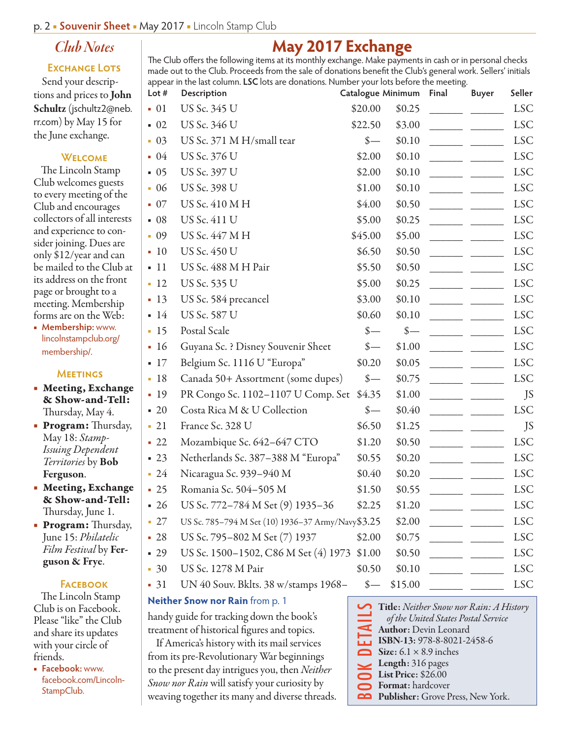## Club Notes

### Exchange Lots

Send your descriptions and prices to **John Schultz** (jschultz2@neb.rr.com) by May 15 for the June exchange.

### Welcome

The Lincoln Stamp Club welcomes guests to every meeting of the Club and encourages collectors of all interests and experience to consider joining. Dues are only $12/year and can be mailed to the Club at its address on the front page or brought to a meeting. Membership forms are on the Web:

- **Membership:** www.lincolnstampclub.org/membership/.

### Meetings

- **Meeting, Exchange & Show-and-Tell:** Thursday, May 4.
- **Program:** Thursday, May 18: *Stamp-Issuing Dependent Territories* by **Bob Ferguson**.
- **Meeting, Exchange & Show-and-Tell:** Thursday, June 1.
- **Program:** Thursday, June 15: *Philatelic Film Festival* by **Ferguson & Frye**.

### Facebook

The Lincoln Stamp Club is on Facebook. Please "like" the Club and share its updates with your circle of friends.

- **Facebook:** www.facebook.com/LincolnStampClub.

## May 2017 Exchange

The Club offers the following items at its monthly exchange. Make payments in cash or in personal checks made out to the Club. Proceeds from the sale of donations benefit the Club's general work. Sellers' initials appear in the last column. **LSC** lots are donations. Number your lots before the meeting.

| Lot # | Description | Catalogue | Minimum | Final | Buyer | Seller |
|---|---|---|---|---|---|---|
| 01 | US Sc. 345 U | $20.00 | $0.25 | ______ | ______ | LSC |
| 02 | US Sc. 346 U | $22.50 | $3.00 | ______ | ______ | LSC |
| 03 | US Sc. 371 M H/small tear | $— | $0.10 | ______ | ______ | LSC |
| 04 | US Sc. 376 U | $2.00 | $0.10 | ______ | ______ | LSC |
| 05 | US Sc. 397 U | $2.00 | $0.10 | ______ | ______ | LSC |
| 06 | US Sc. 398 U | $1.00 | $0.10 | ______ | ______ | LSC |
| 07 | US Sc. 410 M H | $4.00 | $0.50 | ______ | ______ | LSC |
| 08 | US Sc. 411 U | $5.00 | $0.25 | ______ | ______ | LSC |
| 09 | US Sc. 447 M H | $45.00 | $5.00 | ______ | ______ | LSC |
| 10 | US Sc. 450 U | $6.50 | $0.50 | ______ | ______ | LSC |
| 11 | US Sc. 488 M H Pair | $5.50 | $0.50 | ______ | ______ | LSC |
| 12 | US Sc. 535 U | $5.00 | $0.25 | ______ | ______ | LSC |
| 13 | US Sc. 584 precancel | $3.00 | $0.10 | ______ | ______ | LSC |
| 14 | US Sc. 587 U | $0.60 | $0.10 | ______ | ______ | LSC |
| 15 | Postal Scale | $— | $— | ______ | ______ | LSC |
| 16 | Guyana Sc. ? Disney Souvenir Sheet | $— | $1.00 | ______ | ______ | LSC |
| 17 | Belgium Sc. 1116 U "Europa" | $0.20 | $0.05 | ______ | ______ | LSC |
| 18 | Canada 50+ Assortment (some dupes) | $— | $0.75 | ______ | ______ | LSC |
| 19 | PR Congo Sc. 1102–1107 U Comp. Set | $4.35 | $1.00 | ______ | ______ | JS |
| 20 | Costa Rica M & U Collection | $— | $0.40 | ______ | ______ | LSC |
| 21 | France Sc. 328 U | $6.50 | $1.25 | ______ | ______ | JS |
| 22 | Mozambique Sc. 642–647 CTO | $1.20 | $0.50 | ______ | ______ | LSC |
| 23 | Netherlands Sc. 387–388 M "Europa" | $0.55 | $0.20 | ______ | ______ | LSC |
| 24 | Nicaragua Sc. 939–940 M | $0.40 | $0.20 | ______ | ______ | LSC |
| 25 | Romania Sc. 504–505 M | $1.50 | $0.55 | ______ | ______ | LSC |
| 26 | US Sc. 772–784 M Set (9) 1935–36 | $2.25 | $1.20 | ______ | ______ | LSC |
| 27 | US Sc. 785–794 M Set (10) 1936–37 Army/Navy | $3.25 | $2.00 | ______ | ______ | LSC |
| 28 | US Sc. 795–802 M Set (7) 1937 | $2.00 | $0.75 | ______ | ______ | LSC |
| 29 | US Sc. 1500–1502, C86 M Set (4) 1973 | $1.00 | $0.50 | ______ | ______ | LSC |
| 30 | US Sc. 1278 M Pair | $0.50 | $0.10 | ______ | ______ | LSC |
| 31 | UN 40 Souv. Bklts. 38 w/stamps 1968– | $— | $15.00 | ______ | ______ | LSC |

**Neither Snow nor Rain** from p. 1

handy guide for tracking down the book's treatment of historical figures and topics.

If America's history with its mail services from its pre-Revolutionary War beginnings to the present day intrigues you, then *Neither Snow nor Rain* will satisfy your curiosity by weaving together its many and diverse threads.

**BOOK DETAILS**

**Title:** *Neither Snow nor Rain: A History of the United States Postal Service*
**Author:** Devin Leonard
**ISBN-13:** 978-8-8021-2458-6
**Size:** 6.1 × 8.9 inches
**Length:** 316 pages
**List Price:** $26.00
**Format:** hardcover
**Publisher:** Grove Press, New York.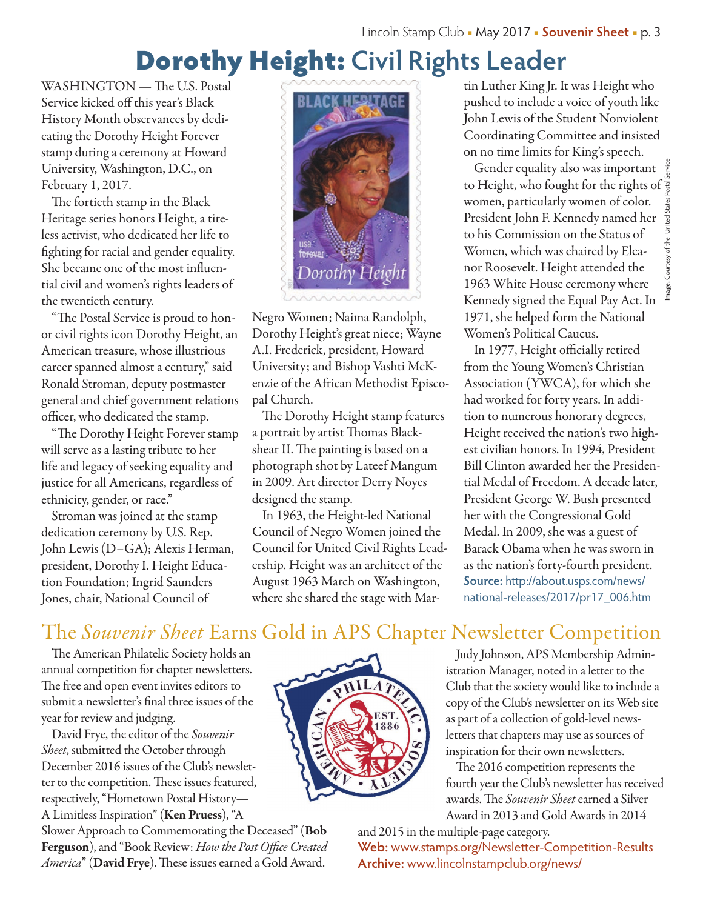# Dorothy Height: Civil Rights Leader

WASHINGTON — The U.S. Postal Service kicked off this year's Black History Month observances by dedicating the Dorothy Height Forever stamp during a ceremony at Howard University, Washington, D.C., on February 1, 2017.

The fortieth stamp in the Black Heritage series honors Height, a tireless activist, who dedicated her life to fighting for racial and gender equality. She became one of the most influential civil and women's rights leaders of the twentieth century.

"The Postal Service is proud to honor civil rights icon Dorothy Height, an American treasure, whose illustrious career spanned almost a century," said Ronald Stroman, deputy postmaster general and chief government relations officer, who dedicated the stamp.

"The Dorothy Height Forever stamp will serve as a lasting tribute to her life and legacy of seeking equality and justice for all Americans, regardless of ethnicity, gender, or race."

Stroman was joined at the stamp dedication ceremony by U.S. Rep. John Lewis (D–GA); Alexis Herman, president, Dorothy I. Height Education Foundation; Ingrid Saunders Jones, chair, National Council of Negro Women; Naima Randolph, Dorothy Height's great niece; Wayne A.I. Frederick, president, Howard University; and Bishop Vashti McKenzie of the African Methodist Episcopal Church.

The Dorothy Height stamp features a portrait by artist Thomas Blackshear II. The painting is based on a photograph shot by Lateef Mangum in 2009. Art director Derry Noyes designed the stamp.

In 1963, the Height-led National Council of Negro Women joined the Council for United Civil Rights Leadership. Height was an architect of the August 1963 March on Washington, where she shared the stage with Martin Luther King Jr. It was Height who pushed to include a voice of youth like John Lewis of the Student Nonviolent Coordinating Committee and insisted on no time limits for King's speech.

Gender equality also was important to Height, who fought for the rights of women, particularly women of color. President John F. Kennedy named her to his Commission on the Status of Women, which was chaired by Eleanor Roosevelt. Height attended the 1963 White House ceremony where Kennedy signed the Equal Pay Act. In 1971, she helped form the National Women's Political Caucus.

In 1977, Height officially retired from the Young Women's Christian Association (YWCA), for which she had worked for forty years. In addition to numerous honorary degrees, Height received the nation's two highest civilian honors. In 1994, President Bill Clinton awarded her the Presidential Medal of Freedom. A decade later, President George W. Bush presented her with the Congressional Gold Medal. In 2009, she was a guest of Barack Obama when he was sworn in as the nation's forty-fourth president.

**Source:** http://about.usps.com/news/national-releases/2017/pr17_006.htm

**Image:** Courtesy of the United States Postal Service

## The *Souvenir Sheet* Earns Gold in APS Chapter Newsletter Competition

The American Philatelic Society holds an annual competition for chapter newsletters. The free and open event invites editors to submit a newsletter's final three issues of the year for review and judging.

David Frye, the editor of the *Souvenir Sheet*, submitted the October through December 2016 issues of the Club's newsletter to the competition. These issues featured, respectively, "Hometown Postal History—A Limitless Inspiration" (**Ken Pruess**), "A Slower Approach to Commemorating the Deceased" (**Bob Ferguson**), and "Book Review: *How the Post Office Created America*" (**David Frye**). These issues earned a Gold Award.

Judy Johnson, APS Membership Administration Manager, noted in a letter to the Club that the society would like to include a copy of the Club's newsletter on its Web site as part of a collection of gold-level newsletters that chapters may use as sources of inspiration for their own newsletters.

The 2016 competition represents the fourth year the Club's newsletter has received awards. The *Souvenir Sheet* earned a Silver Award in 2013 and Gold Awards in 2014 and 2015 in the multiple-page category.

**Web:** www.stamps.org/Newsletter-Competition-Results
**Archive:** www.lincolnstampclub.org/news/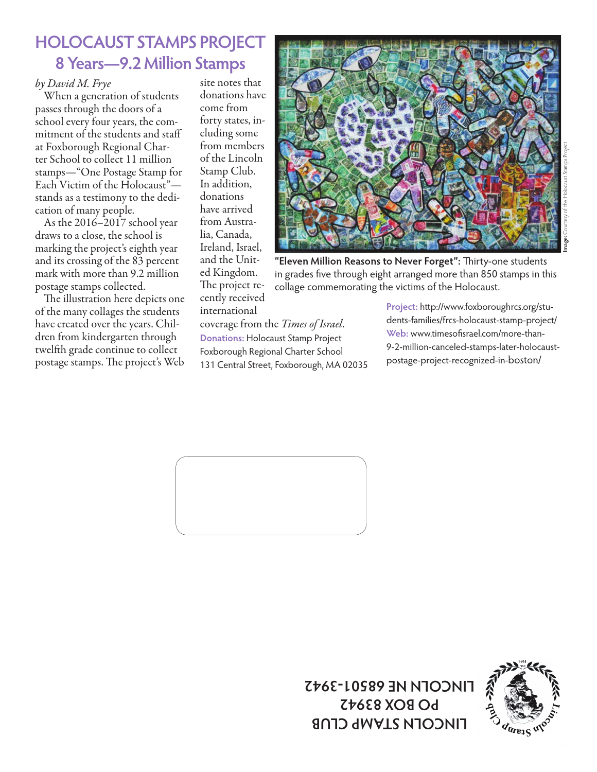# HOLOCAUST STAMPS PROJECT

## 8 Years—9.2 Million Stamps

*by David M. Frye*

When a generation of students passes through the doors of a school every four years, the commitment of the students and staff at Foxborough Regional Charter School to collect 11 million stamps—"One Postage Stamp for Each Victim of the Holocaust"—stands as a testimony to the dedication of many people.

As the 2016–2017 school year draws to a close, the school is marking the project's eighth year and its crossing of the 83 percent mark with more than 9.2 million postage stamps collected.

The illustration here depicts one of the many collages the students have created over the years. Children from kindergarten through twelfth grade continue to collect postage stamps. The project's Web site notes that donations have come from forty states, including some from members of the Lincoln Stamp Club. In addition, donations have arrived from Australia, Canada, Ireland, Israel, and the United Kingdom. The project recently received international coverage from the *Times of Israel*.

**Donations:** Holocaust Stamp Project
Foxborough Regional Charter School
131 Central Street, Foxborough, MA 02035

**"Eleven Million Reasons to Never Forget":** Thirty-one students in grades five through eight arranged more than 850 stamps in this collage commemorating the victims of the Holocaust.

Image: Courtesy of the Holocaust Stamps Project

**Project:** http://www.foxboroughrcs.org/students-families/frcs-holocaust-stamp-project/
**Web:** www.timesofisrael.com/more-than-9-2-million-canceled-stamps-later-holocaust-postage-project-recognized-in-boston/

LINCOLN STAMP CLUB
PO BOX 83942
LINCOLN NE 68501-3942